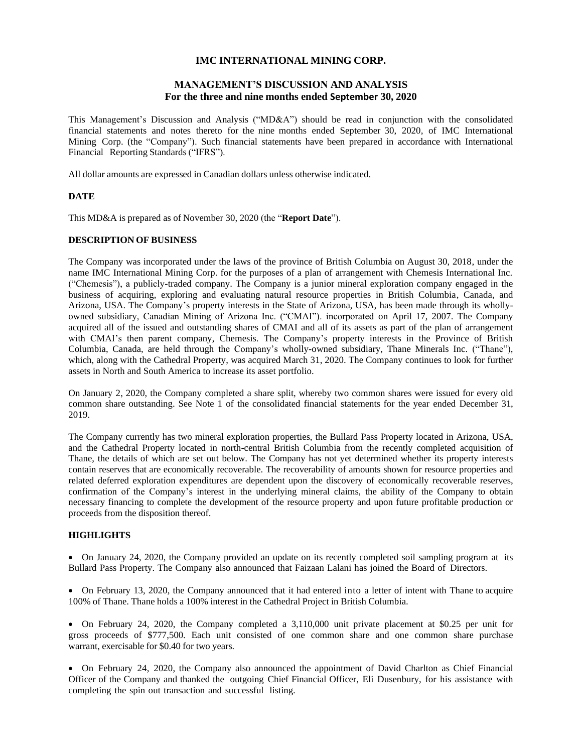# IMC INTERNATIONAL MINING CORP.

## MANAGEMENT'S DISCUSSION AND ANALYSIS
## For the three and nine months ended September 30, 2020

This Management's Discussion and Analysis ("MD&A") should be read in conjunction with the consolidated financial statements and notes thereto for the nine months ended September 30, 2020, of IMC International Mining Corp. (the "Company"). Such financial statements have been prepared in accordance with International Financial Reporting Standards ("IFRS").

All dollar amounts are expressed in Canadian dollars unless otherwise indicated.

### DATE

This MD&A is prepared as of November 30, 2020 (the "**Report Date**").

### DESCRIPTION OF BUSINESS

The Company was incorporated under the laws of the province of British Columbia on August 30, 2018, under the name IMC International Mining Corp. for the purposes of a plan of arrangement with Chemesis International Inc. ("Chemesis"), a publicly-traded company. The Company is a junior mineral exploration company engaged in the business of acquiring, exploring and evaluating natural resource properties in British Columbia, Canada, and Arizona, USA. The Company's property interests in the State of Arizona, USA, has been made through its wholly-owned subsidiary, Canadian Mining of Arizona Inc. ("CMAI"). incorporated on April 17, 2007. The Company acquired all of the issued and outstanding shares of CMAI and all of its assets as part of the plan of arrangement with CMAI's then parent company, Chemesis. The Company's property interests in the Province of British Columbia, Canada, are held through the Company's wholly-owned subsidiary, Thane Minerals Inc. ("Thane"), which, along with the Cathedral Property, was acquired March 31, 2020. The Company continues to look for further assets in North and South America to increase its asset portfolio.

On January 2, 2020, the Company completed a share split, whereby two common shares were issued for every old common share outstanding. See Note 1 of the consolidated financial statements for the year ended December 31, 2019.

The Company currently has two mineral exploration properties, the Bullard Pass Property located in Arizona, USA, and the Cathedral Property located in north-central British Columbia from the recently completed acquisition of Thane, the details of which are set out below. The Company has not yet determined whether its property interests contain reserves that are economically recoverable. The recoverability of amounts shown for resource properties and related deferred exploration expenditures are dependent upon the discovery of economically recoverable reserves, confirmation of the Company's interest in the underlying mineral claims, the ability of the Company to obtain necessary financing to complete the development of the resource property and upon future profitable production or proceeds from the disposition thereof.

### HIGHLIGHTS

- On January 24, 2020, the Company provided an update on its recently completed soil sampling program at its Bullard Pass Property. The Company also announced that Faizaan Lalani has joined the Board of Directors.

- On February 13, 2020, the Company announced that it had entered into a letter of intent with Thane to acquire 100% of Thane. Thane holds a 100% interest in the Cathedral Project in British Columbia.

- On February 24, 2020, the Company completed a 3,110,000 unit private placement at $0.25 per unit for gross proceeds of $777,500. Each unit consisted of one common share and one common share purchase warrant, exercisable for $0.40 for two years.

- On February 24, 2020, the Company also announced the appointment of David Charlton as Chief Financial Officer of the Company and thanked the outgoing Chief Financial Officer, Eli Dusenbury, for his assistance with completing the spin out transaction and successful listing.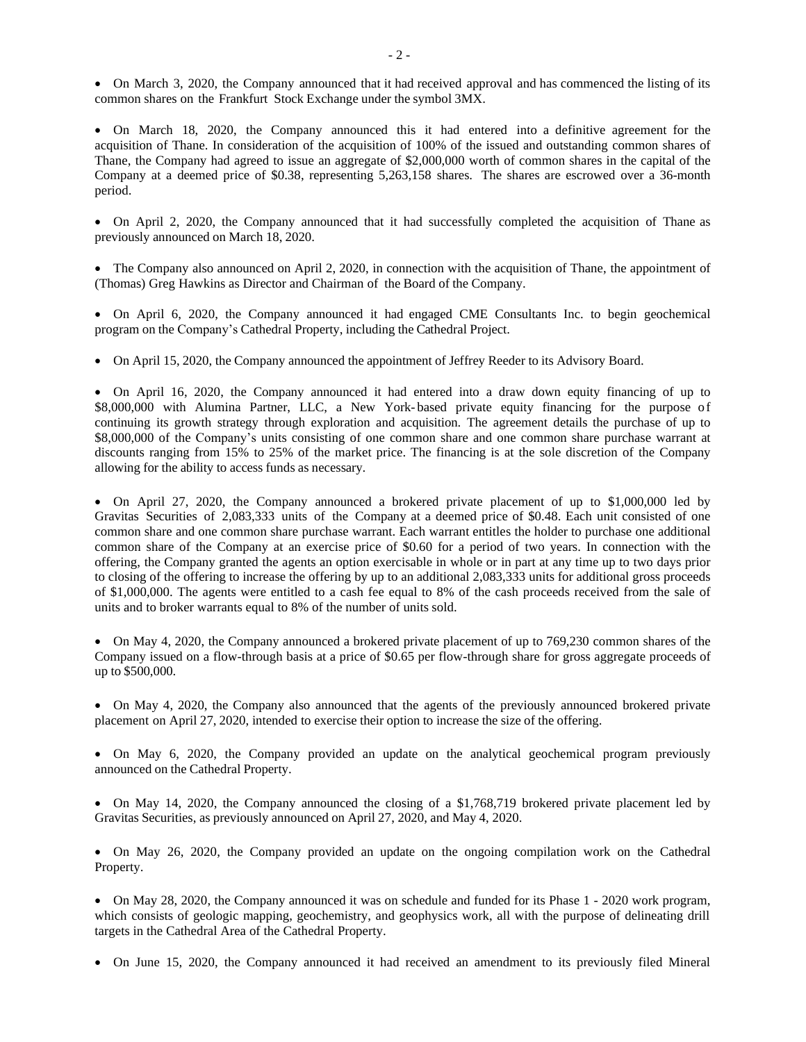- On March 3, 2020, the Company announced that it had received approval and has commenced the listing of its common shares on the Frankfurt Stock Exchange under the symbol 3MX.

- On March 18, 2020, the Company announced this it had entered into a definitive agreement for the acquisition of Thane. In consideration of the acquisition of 100% of the issued and outstanding common shares of Thane, the Company had agreed to issue an aggregate of $2,000,000 worth of common shares in the capital of the Company at a deemed price of $0.38, representing 5,263,158 shares. The shares are escrowed over a 36-month period.

- On April 2, 2020, the Company announced that it had successfully completed the acquisition of Thane as previously announced on March 18, 2020.

- The Company also announced on April 2, 2020, in connection with the acquisition of Thane, the appointment of (Thomas) Greg Hawkins as Director and Chairman of the Board of the Company.

- On April 6, 2020, the Company announced it had engaged CME Consultants Inc. to begin geochemical program on the Company's Cathedral Property, including the Cathedral Project.

- On April 15, 2020, the Company announced the appointment of Jeffrey Reeder to its Advisory Board.

- On April 16, 2020, the Company announced it had entered into a draw down equity financing of up to $8,000,000 with Alumina Partner, LLC, a New York-based private equity financing for the purpose of continuing its growth strategy through exploration and acquisition. The agreement details the purchase of up to $8,000,000 of the Company's units consisting of one common share and one common share purchase warrant at discounts ranging from 15% to 25% of the market price. The financing is at the sole discretion of the Company allowing for the ability to access funds as necessary.

- On April 27, 2020, the Company announced a brokered private placement of up to $1,000,000 led by Gravitas Securities of 2,083,333 units of the Company at a deemed price of $0.48. Each unit consisted of one common share and one common share purchase warrant. Each warrant entitles the holder to purchase one additional common share of the Company at an exercise price of $0.60 for a period of two years. In connection with the offering, the Company granted the agents an option exercisable in whole or in part at any time up to two days prior to closing of the offering to increase the offering by up to an additional 2,083,333 units for additional gross proceeds of $1,000,000. The agents were entitled to a cash fee equal to 8% of the cash proceeds received from the sale of units and to broker warrants equal to 8% of the number of units sold.

- On May 4, 2020, the Company announced a brokered private placement of up to 769,230 common shares of the Company issued on a flow-through basis at a price of $0.65 per flow-through share for gross aggregate proceeds of up to $500,000.

- On May 4, 2020, the Company also announced that the agents of the previously announced brokered private placement on April 27, 2020, intended to exercise their option to increase the size of the offering.

- On May 6, 2020, the Company provided an update on the analytical geochemical program previously announced on the Cathedral Property.

- On May 14, 2020, the Company announced the closing of a $1,768,719 brokered private placement led by Gravitas Securities, as previously announced on April 27, 2020, and May 4, 2020.

- On May 26, 2020, the Company provided an update on the ongoing compilation work on the Cathedral Property.

- On May 28, 2020, the Company announced it was on schedule and funded for its Phase 1 - 2020 work program, which consists of geologic mapping, geochemistry, and geophysics work, all with the purpose of delineating drill targets in the Cathedral Area of the Cathedral Property.

- On June 15, 2020, the Company announced it had received an amendment to its previously filed Mineral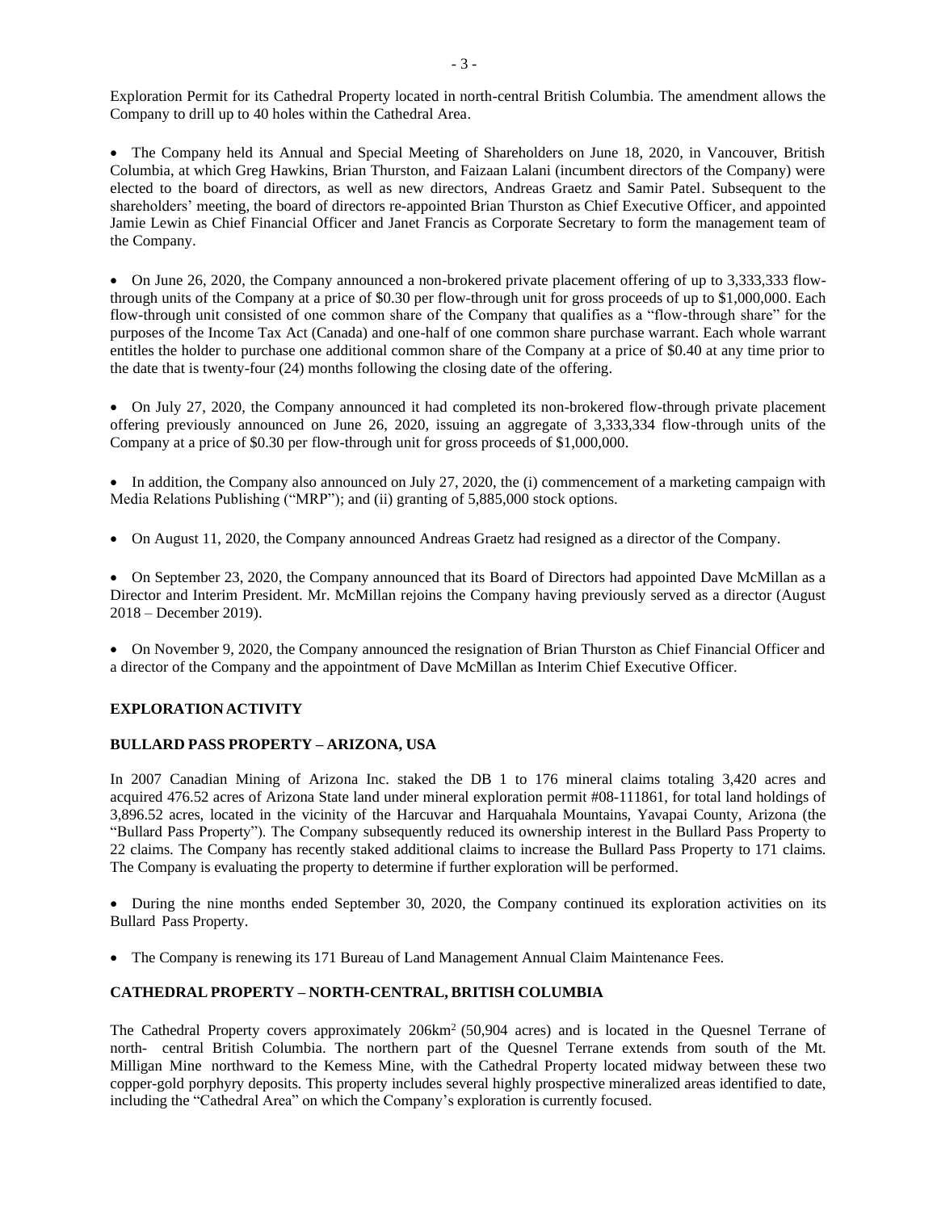Exploration Permit for its Cathedral Property located in north-central British Columbia. The amendment allows the Company to drill up to 40 holes within the Cathedral Area.

- The Company held its Annual and Special Meeting of Shareholders on June 18, 2020, in Vancouver, British Columbia, at which Greg Hawkins, Brian Thurston, and Faizaan Lalani (incumbent directors of the Company) were elected to the board of directors, as well as new directors, Andreas Graetz and Samir Patel. Subsequent to the shareholders' meeting, the board of directors re-appointed Brian Thurston as Chief Executive Officer, and appointed Jamie Lewin as Chief Financial Officer and Janet Francis as Corporate Secretary to form the management team of the Company.

- On June 26, 2020, the Company announced a non-brokered private placement offering of up to 3,333,333 flow-through units of the Company at a price of $0.30 per flow-through unit for gross proceeds of up to $1,000,000. Each flow-through unit consisted of one common share of the Company that qualifies as a "flow-through share" for the purposes of the Income Tax Act (Canada) and one-half of one common share purchase warrant. Each whole warrant entitles the holder to purchase one additional common share of the Company at a price of $0.40 at any time prior to the date that is twenty-four (24) months following the closing date of the offering.

- On July 27, 2020, the Company announced it had completed its non-brokered flow-through private placement offering previously announced on June 26, 2020, issuing an aggregate of 3,333,334 flow-through units of the Company at a price of $0.30 per flow-through unit for gross proceeds of $1,000,000.

- In addition, the Company also announced on July 27, 2020, the (i) commencement of a marketing campaign with Media Relations Publishing ("MRP"); and (ii) granting of 5,885,000 stock options.

- On August 11, 2020, the Company announced Andreas Graetz had resigned as a director of the Company.

- On September 23, 2020, the Company announced that its Board of Directors had appointed Dave McMillan as a Director and Interim President. Mr. McMillan rejoins the Company having previously served as a director (August 2018 – December 2019).

- On November 9, 2020, the Company announced the resignation of Brian Thurston as Chief Financial Officer and a director of the Company and the appointment of Dave McMillan as Interim Chief Executive Officer.

## EXPLORATION ACTIVITY

### BULLARD PASS PROPERTY – ARIZONA, USA

In 2007 Canadian Mining of Arizona Inc. staked the DB 1 to 176 mineral claims totaling 3,420 acres and acquired 476.52 acres of Arizona State land under mineral exploration permit #08-111861, for total land holdings of 3,896.52 acres, located in the vicinity of the Harcuvar and Harquahala Mountains, Yavapai County, Arizona (the "Bullard Pass Property"). The Company subsequently reduced its ownership interest in the Bullard Pass Property to 22 claims. The Company has recently staked additional claims to increase the Bullard Pass Property to 171 claims. The Company is evaluating the property to determine if further exploration will be performed.

- During the nine months ended September 30, 2020, the Company continued its exploration activities on its Bullard Pass Property.

- The Company is renewing its 171 Bureau of Land Management Annual Claim Maintenance Fees.

### CATHEDRAL PROPERTY – NORTH-CENTRAL, BRITISH COLUMBIA

The Cathedral Property covers approximately 206km$^2$ (50,904 acres) and is located in the Quesnel Terrane of north- central British Columbia. The northern part of the Quesnel Terrane extends from south of the Mt. Milligan Mine northward to the Kemess Mine, with the Cathedral Property located midway between these two copper-gold porphyry deposits. This property includes several highly prospective mineralized areas identified to date, including the "Cathedral Area" on which the Company's exploration is currently focused.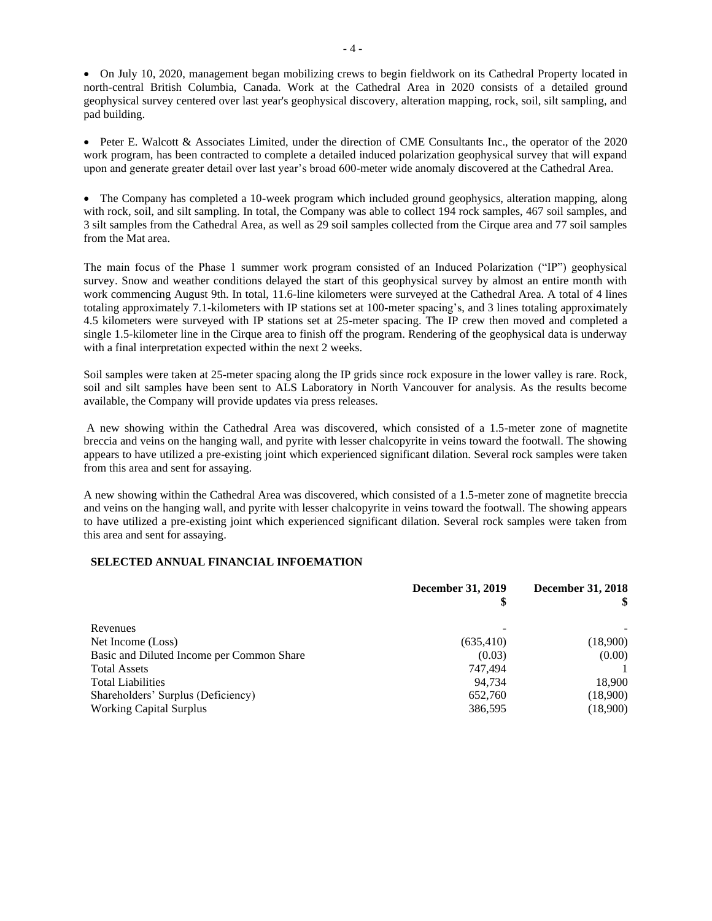- On July 10, 2020, management began mobilizing crews to begin fieldwork on its Cathedral Property located in north-central British Columbia, Canada. Work at the Cathedral Area in 2020 consists of a detailed ground geophysical survey centered over last year's geophysical discovery, alteration mapping, rock, soil, silt sampling, and pad building.

- Peter E. Walcott & Associates Limited, under the direction of CME Consultants Inc., the operator of the 2020 work program, has been contracted to complete a detailed induced polarization geophysical survey that will expand upon and generate greater detail over last year's broad 600-meter wide anomaly discovered at the Cathedral Area.

- The Company has completed a 10-week program which included ground geophysics, alteration mapping, along with rock, soil, and silt sampling. In total, the Company was able to collect 194 rock samples, 467 soil samples, and 3 silt samples from the Cathedral Area, as well as 29 soil samples collected from the Cirque area and 77 soil samples from the Mat area.

The main focus of the Phase 1 summer work program consisted of an Induced Polarization ("IP") geophysical survey. Snow and weather conditions delayed the start of this geophysical survey by almost an entire month with work commencing August 9th. In total, 11.6-line kilometers were surveyed at the Cathedral Area. A total of 4 lines totaling approximately 7.1-kilometers with IP stations set at 100-meter spacing's, and 3 lines totaling approximately 4.5 kilometers were surveyed with IP stations set at 25-meter spacing. The IP crew then moved and completed a single 1.5-kilometer line in the Cirque area to finish off the program. Rendering of the geophysical data is underway with a final interpretation expected within the next 2 weeks.

Soil samples were taken at 25-meter spacing along the IP grids since rock exposure in the lower valley is rare. Rock, soil and silt samples have been sent to ALS Laboratory in North Vancouver for analysis. As the results become available, the Company will provide updates via press releases.

A new showing within the Cathedral Area was discovered, which consisted of a 1.5-meter zone of magnetite breccia and veins on the hanging wall, and pyrite with lesser chalcopyrite in veins toward the footwall. The showing appears to have utilized a pre-existing joint which experienced significant dilation. Several rock samples were taken from this area and sent for assaying.

A new showing within the Cathedral Area was discovered, which consisted of a 1.5-meter zone of magnetite breccia and veins on the hanging wall, and pyrite with lesser chalcopyrite in veins toward the footwall. The showing appears to have utilized a pre-existing joint which experienced significant dilation. Several rock samples were taken from this area and sent for assaying.

## SELECTED ANNUAL FINANCIAL INFOEMATION

| | December 31, 2019<br>$ | December 31, 2018<br>$ |
|---|---:|---:|
| Revenues | - | - |
| Net Income (Loss) | (635,410) | (18,900) |
| Basic and Diluted Income per Common Share | (0.03) | (0.00) |
| Total Assets | 747,494 | 1 |
| Total Liabilities | 94,734 | 18,900 |
| Shareholders' Surplus (Deficiency) | 652,760 | (18,900) |
| Working Capital Surplus | 386,595 | (18,900) |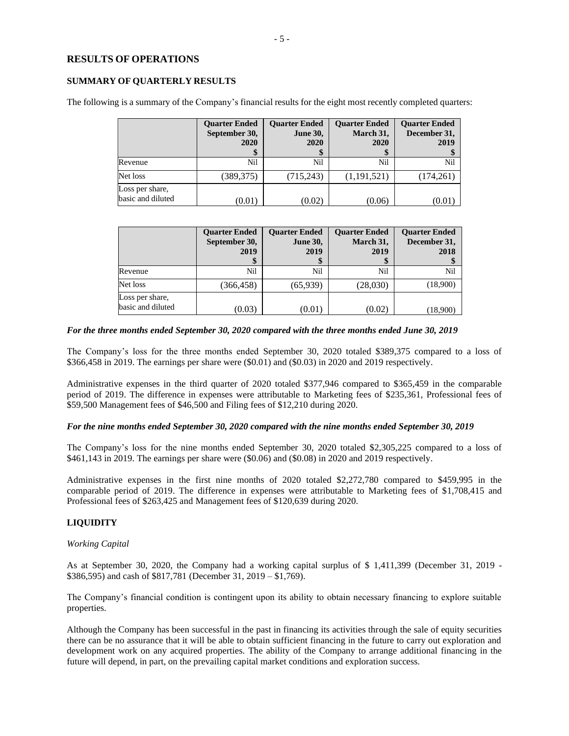## RESULTS OF OPERATIONS

### SUMMARY OF QUARTERLY RESULTS

The following is a summary of the Company's financial results for the eight most recently completed quarters:

| | Quarter Ended September 30, 2020 $ | Quarter Ended June 30, 2020 $ | Quarter Ended March 31, 2020 $ | Quarter Ended December 31, 2019 $ |
|---|---|---|---|---|
| Revenue | Nil | Nil | Nil | Nil |
| Net loss | (389,375) | (715,243) | (1,191,521) | (174,261) |
| Loss per share, basic and diluted | (0.01) | (0.02) | (0.06) | (0.01) |

| | Quarter Ended September 30, 2019 $ | Quarter Ended June 30, 2019 $ | Quarter Ended March 31, 2019 $ | Quarter Ended December 31, 2018 $ |
|---|---|---|---|---|
| Revenue | Nil | Nil | Nil | Nil |
| Net loss | (366,458) | (65,939) | (28,030) | (18,900) |
| Loss per share, basic and diluted | (0.03) | (0.01) | (0.02) | (18,900) |

***For the three months ended September 30, 2020 compared with the three months ended June 30, 2019***

The Company's loss for the three months ended September 30, 2020 totaled $389,375 compared to a loss of $366,458 in 2019. The earnings per share were ($0.01) and ($0.03) in 2020 and 2019 respectively.

Administrative expenses in the third quarter of 2020 totaled $377,946 compared to $365,459 in the comparable period of 2019. The difference in expenses were attributable to Marketing fees of $235,361, Professional fees of $59,500 Management fees of $46,500 and Filing fees of $12,210 during 2020.

***For the nine months ended September 30, 2020 compared with the nine months ended September 30, 2019***

The Company's loss for the nine months ended September 30, 2020 totaled $2,305,225 compared to a loss of $461,143 in 2019. The earnings per share were ($0.06) and ($0.08) in 2020 and 2019 respectively.

Administrative expenses in the first nine months of 2020 totaled $2,272,780 compared to $459,995 in the comparable period of 2019. The difference in expenses were attributable to Marketing fees of $1,708,415 and Professional fees of $263,425 and Management fees of $120,639 during 2020.

### LIQUIDITY

*Working Capital*

As at September 30, 2020, the Company had a working capital surplus of $ 1,411,399 (December 31, 2019 - $386,595) and cash of $817,781 (December 31, 2019 – $1,769).

The Company's financial condition is contingent upon its ability to obtain necessary financing to explore suitable properties.

Although the Company has been successful in the past in financing its activities through the sale of equity securities there can be no assurance that it will be able to obtain sufficient financing in the future to carry out exploration and development work on any acquired properties. The ability of the Company to arrange additional financing in the future will depend, in part, on the prevailing capital market conditions and exploration success.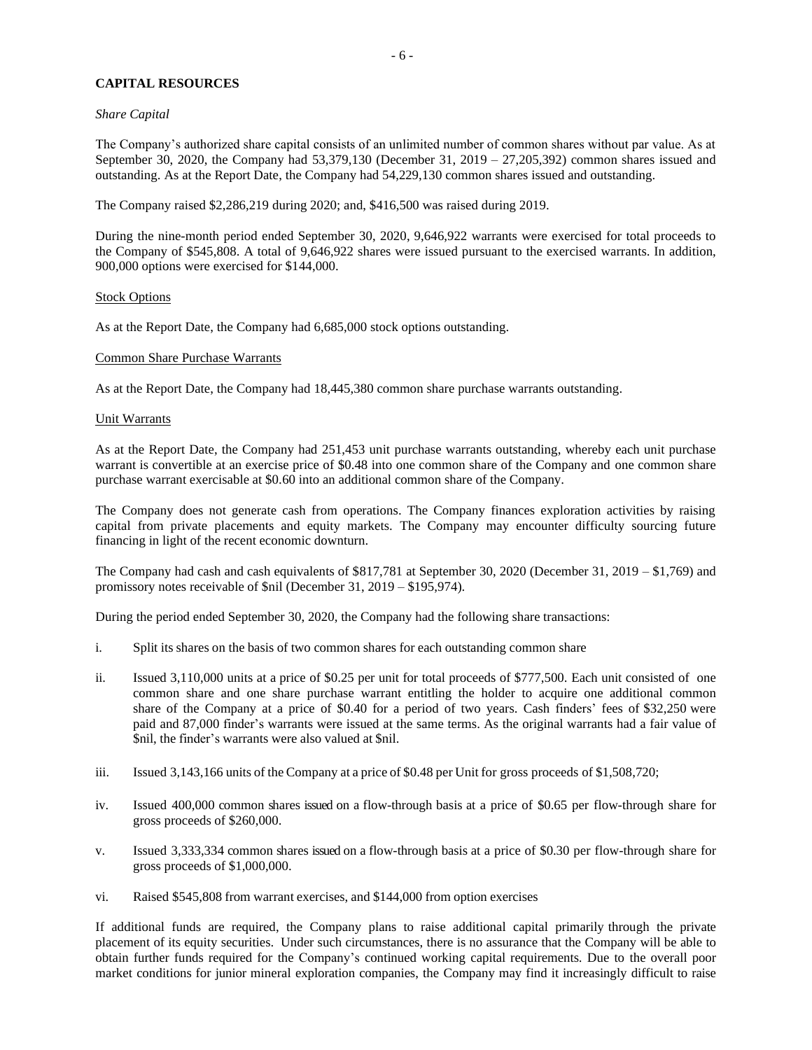## CAPITAL RESOURCES

*Share Capital*

The Company's authorized share capital consists of an unlimited number of common shares without par value. As at September 30, 2020, the Company had 53,379,130 (December 31, 2019 – 27,205,392) common shares issued and outstanding. As at the Report Date, the Company had 54,229,130 common shares issued and outstanding.

The Company raised $2,286,219 during 2020; and, $416,500 was raised during 2019.

During the nine-month period ended September 30, 2020, 9,646,922 warrants were exercised for total proceeds to the Company of $545,808. A total of 9,646,922 shares were issued pursuant to the exercised warrants. In addition, 900,000 options were exercised for $144,000.

Stock Options

As at the Report Date, the Company had 6,685,000 stock options outstanding.

Common Share Purchase Warrants

As at the Report Date, the Company had 18,445,380 common share purchase warrants outstanding.

Unit Warrants

As at the Report Date, the Company had 251,453 unit purchase warrants outstanding, whereby each unit purchase warrant is convertible at an exercise price of $0.48 into one common share of the Company and one common share purchase warrant exercisable at $0.60 into an additional common share of the Company.

The Company does not generate cash from operations. The Company finances exploration activities by raising capital from private placements and equity markets. The Company may encounter difficulty sourcing future financing in light of the recent economic downturn.

The Company had cash and cash equivalents of $817,781 at September 30, 2020 (December 31, 2019 – $1,769) and promissory notes receivable of $nil (December 31, 2019 – $195,974).

During the period ended September 30, 2020, the Company had the following share transactions:

i. Split its shares on the basis of two common shares for each outstanding common share

ii. Issued 3,110,000 units at a price of $0.25 per unit for total proceeds of $777,500. Each unit consisted of one common share and one share purchase warrant entitling the holder to acquire one additional common share of the Company at a price of $0.40 for a period of two years. Cash finders' fees of $32,250 were paid and 87,000 finder's warrants were issued at the same terms. As the original warrants had a fair value of $nil, the finder's warrants were also valued at $nil.

iii. Issued 3,143,166 units of the Company at a price of $0.48 per Unit for gross proceeds of $1,508,720;

iv. Issued 400,000 common shares issued on a flow-through basis at a price of $0.65 per flow-through share for gross proceeds of $260,000.

v. Issued 3,333,334 common shares issued on a flow-through basis at a price of $0.30 per flow-through share for gross proceeds of $1,000,000.

vi. Raised $545,808 from warrant exercises, and $144,000 from option exercises

If additional funds are required, the Company plans to raise additional capital primarily through the private placement of its equity securities. Under such circumstances, there is no assurance that the Company will be able to obtain further funds required for the Company's continued working capital requirements. Due to the overall poor market conditions for junior mineral exploration companies, the Company may find it increasingly difficult to raise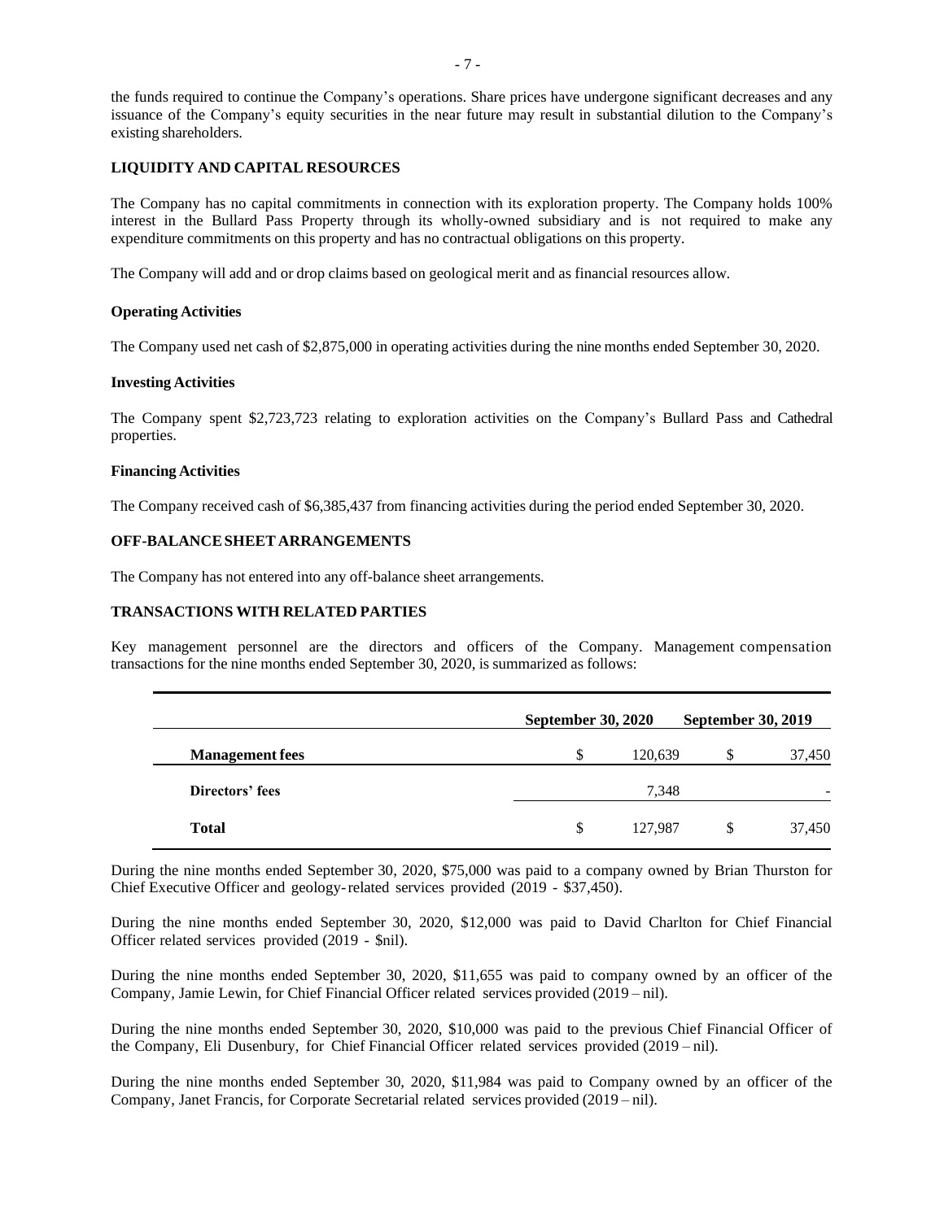the funds required to continue the Company's operations. Share prices have undergone significant decreases and any issuance of the Company's equity securities in the near future may result in substantial dilution to the Company's existing shareholders.

## LIQUIDITY AND CAPITAL RESOURCES

The Company has no capital commitments in connection with its exploration property. The Company holds 100% interest in the Bullard Pass Property through its wholly-owned subsidiary and is not required to make any expenditure commitments on this property and has no contractual obligations on this property.

The Company will add and or drop claims based on geological merit and as financial resources allow.

### Operating Activities

The Company used net cash of $2,875,000 in operating activities during the nine months ended September 30, 2020.

### Investing Activities

The Company spent $2,723,723 relating to exploration activities on the Company's Bullard Pass and Cathedral properties.

### Financing Activities

The Company received cash of $6,385,437 from financing activities during the period ended September 30, 2020.

## OFF-BALANCE SHEET ARRANGEMENTS

The Company has not entered into any off-balance sheet arrangements.

## TRANSACTIONS WITH RELATED PARTIES

Key management personnel are the directors and officers of the Company. Management compensation transactions for the nine months ended September 30, 2020, is summarized as follows:

| | September 30, 2020 | September 30, 2019 |
|---|---|---|
| **Management fees** | $ 120,639 | $ 37,450 |
| **Directors' fees** | 7,348 | - |
| **Total** | $ 127,987 | $ 37,450 |

During the nine months ended September 30, 2020, $75,000 was paid to a company owned by Brian Thurston for Chief Executive Officer and geology-related services provided (2019 - $37,450).

During the nine months ended September 30, 2020, $12,000 was paid to David Charlton for Chief Financial Officer related services provided (2019 - $nil).

During the nine months ended September 30, 2020, $11,655 was paid to company owned by an officer of the Company, Jamie Lewin, for Chief Financial Officer related services provided (2019 – nil).

During the nine months ended September 30, 2020, $10,000 was paid to the previous Chief Financial Officer of the Company, Eli Dusenbury, for Chief Financial Officer related services provided (2019 – nil).

During the nine months ended September 30, 2020, $11,984 was paid to Company owned by an officer of the Company, Janet Francis, for Corporate Secretarial related services provided (2019 – nil).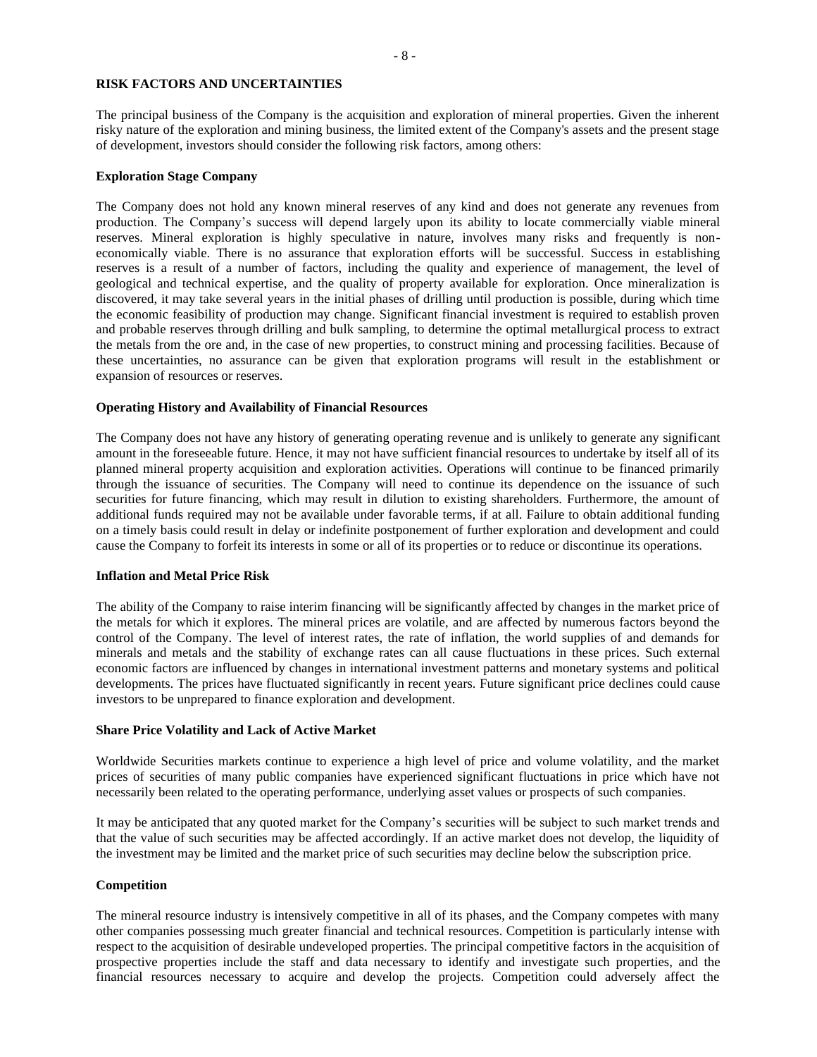## RISK FACTORS AND UNCERTAINTIES

The principal business of the Company is the acquisition and exploration of mineral properties. Given the inherent risky nature of the exploration and mining business, the limited extent of the Company's assets and the present stage of development, investors should consider the following risk factors, among others:

### Exploration Stage Company

The Company does not hold any known mineral reserves of any kind and does not generate any revenues from production. The Company's success will depend largely upon its ability to locate commercially viable mineral reserves. Mineral exploration is highly speculative in nature, involves many risks and frequently is non-economically viable. There is no assurance that exploration efforts will be successful. Success in establishing reserves is a result of a number of factors, including the quality and experience of management, the level of geological and technical expertise, and the quality of property available for exploration. Once mineralization is discovered, it may take several years in the initial phases of drilling until production is possible, during which time the economic feasibility of production may change. Significant financial investment is required to establish proven and probable reserves through drilling and bulk sampling, to determine the optimal metallurgical process to extract the metals from the ore and, in the case of new properties, to construct mining and processing facilities. Because of these uncertainties, no assurance can be given that exploration programs will result in the establishment or expansion of resources or reserves.

### Operating History and Availability of Financial Resources

The Company does not have any history of generating operating revenue and is unlikely to generate any significant amount in the foreseeable future. Hence, it may not have sufficient financial resources to undertake by itself all of its planned mineral property acquisition and exploration activities. Operations will continue to be financed primarily through the issuance of securities. The Company will need to continue its dependence on the issuance of such securities for future financing, which may result in dilution to existing shareholders. Furthermore, the amount of additional funds required may not be available under favorable terms, if at all. Failure to obtain additional funding on a timely basis could result in delay or indefinite postponement of further exploration and development and could cause the Company to forfeit its interests in some or all of its properties or to reduce or discontinue its operations.

### Inflation and Metal Price Risk

The ability of the Company to raise interim financing will be significantly affected by changes in the market price of the metals for which it explores. The mineral prices are volatile, and are affected by numerous factors beyond the control of the Company. The level of interest rates, the rate of inflation, the world supplies of and demands for minerals and metals and the stability of exchange rates can all cause fluctuations in these prices. Such external economic factors are influenced by changes in international investment patterns and monetary systems and political developments. The prices have fluctuated significantly in recent years. Future significant price declines could cause investors to be unprepared to finance exploration and development.

### Share Price Volatility and Lack of Active Market

Worldwide Securities markets continue to experience a high level of price and volume volatility, and the market prices of securities of many public companies have experienced significant fluctuations in price which have not necessarily been related to the operating performance, underlying asset values or prospects of such companies.

It may be anticipated that any quoted market for the Company's securities will be subject to such market trends and that the value of such securities may be affected accordingly. If an active market does not develop, the liquidity of the investment may be limited and the market price of such securities may decline below the subscription price.

### Competition

The mineral resource industry is intensively competitive in all of its phases, and the Company competes with many other companies possessing much greater financial and technical resources. Competition is particularly intense with respect to the acquisition of desirable undeveloped properties. The principal competitive factors in the acquisition of prospective properties include the staff and data necessary to identify and investigate such properties, and the financial resources necessary to acquire and develop the projects. Competition could adversely affect the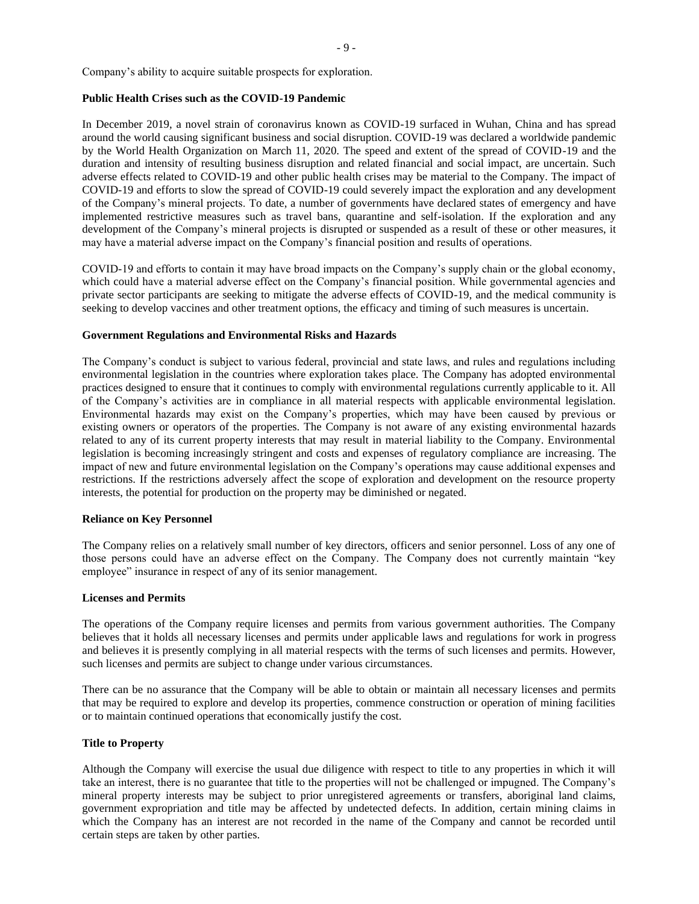Company's ability to acquire suitable prospects for exploration.

**Public Health Crises such as the COVID-19 Pandemic**

In December 2019, a novel strain of coronavirus known as COVID-19 surfaced in Wuhan, China and has spread around the world causing significant business and social disruption. COVID-19 was declared a worldwide pandemic by the World Health Organization on March 11, 2020. The speed and extent of the spread of COVID-19 and the duration and intensity of resulting business disruption and related financial and social impact, are uncertain. Such adverse effects related to COVID-19 and other public health crises may be material to the Company. The impact of COVID-19 and efforts to slow the spread of COVID-19 could severely impact the exploration and any development of the Company's mineral projects. To date, a number of governments have declared states of emergency and have implemented restrictive measures such as travel bans, quarantine and self-isolation. If the exploration and any development of the Company's mineral projects is disrupted or suspended as a result of these or other measures, it may have a material adverse impact on the Company's financial position and results of operations.

COVID-19 and efforts to contain it may have broad impacts on the Company's supply chain or the global economy, which could have a material adverse effect on the Company's financial position. While governmental agencies and private sector participants are seeking to mitigate the adverse effects of COVID-19, and the medical community is seeking to develop vaccines and other treatment options, the efficacy and timing of such measures is uncertain.

**Government Regulations and Environmental Risks and Hazards**

The Company's conduct is subject to various federal, provincial and state laws, and rules and regulations including environmental legislation in the countries where exploration takes place. The Company has adopted environmental practices designed to ensure that it continues to comply with environmental regulations currently applicable to it. All of the Company's activities are in compliance in all material respects with applicable environmental legislation. Environmental hazards may exist on the Company's properties, which may have been caused by previous or existing owners or operators of the properties. The Company is not aware of any existing environmental hazards related to any of its current property interests that may result in material liability to the Company. Environmental legislation is becoming increasingly stringent and costs and expenses of regulatory compliance are increasing. The impact of new and future environmental legislation on the Company's operations may cause additional expenses and restrictions. If the restrictions adversely affect the scope of exploration and development on the resource property interests, the potential for production on the property may be diminished or negated.

**Reliance on Key Personnel**

The Company relies on a relatively small number of key directors, officers and senior personnel. Loss of any one of those persons could have an adverse effect on the Company. The Company does not currently maintain "key employee" insurance in respect of any of its senior management.

**Licenses and Permits**

The operations of the Company require licenses and permits from various government authorities. The Company believes that it holds all necessary licenses and permits under applicable laws and regulations for work in progress and believes it is presently complying in all material respects with the terms of such licenses and permits. However, such licenses and permits are subject to change under various circumstances.

There can be no assurance that the Company will be able to obtain or maintain all necessary licenses and permits that may be required to explore and develop its properties, commence construction or operation of mining facilities or to maintain continued operations that economically justify the cost.

**Title to Property**

Although the Company will exercise the usual due diligence with respect to title to any properties in which it will take an interest, there is no guarantee that title to the properties will not be challenged or impugned. The Company's mineral property interests may be subject to prior unregistered agreements or transfers, aboriginal land claims, government expropriation and title may be affected by undetected defects. In addition, certain mining claims in which the Company has an interest are not recorded in the name of the Company and cannot be recorded until certain steps are taken by other parties.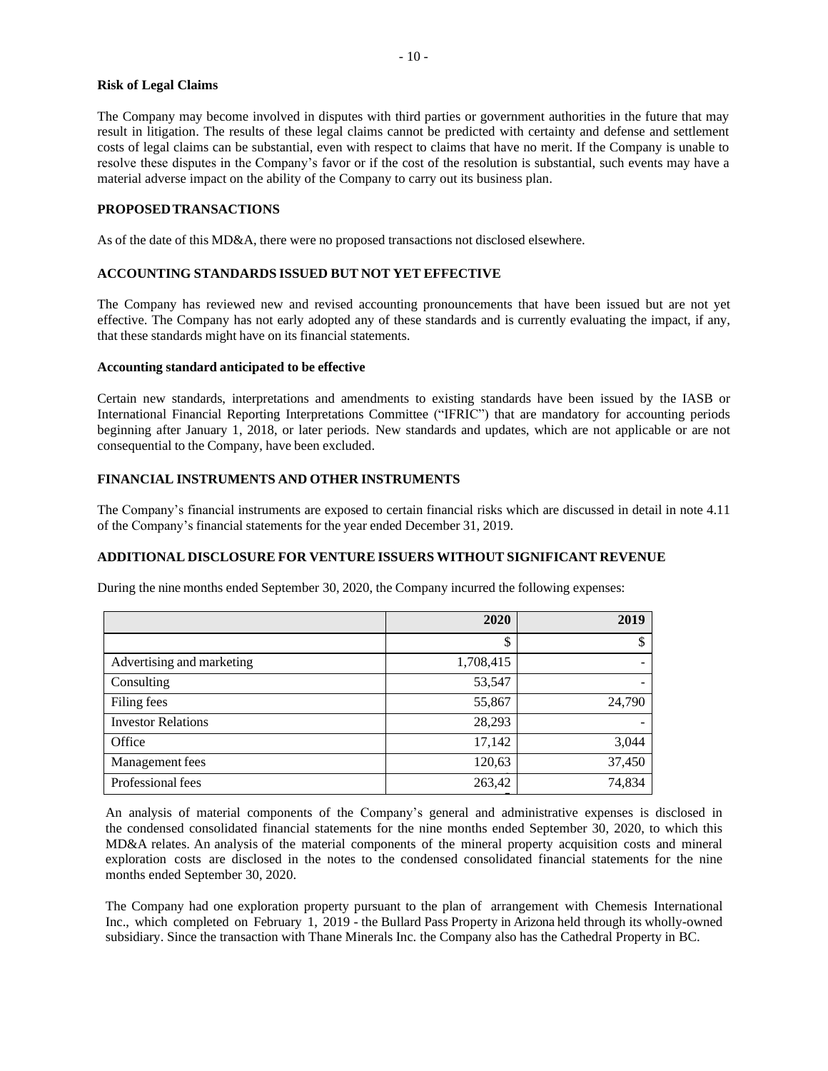**Risk of Legal Claims**

The Company may become involved in disputes with third parties or government authorities in the future that may result in litigation. The results of these legal claims cannot be predicted with certainty and defense and settlement costs of legal claims can be substantial, even with respect to claims that have no merit. If the Company is unable to resolve these disputes in the Company's favor or if the cost of the resolution is substantial, such events may have a material adverse impact on the ability of the Company to carry out its business plan.

## PROPOSED TRANSACTIONS

As of the date of this MD&A, there were no proposed transactions not disclosed elsewhere.

## ACCOUNTING STANDARDS ISSUED BUT NOT YET EFFECTIVE

The Company has reviewed new and revised accounting pronouncements that have been issued but are not yet effective. The Company has not early adopted any of these standards and is currently evaluating the impact, if any, that these standards might have on its financial statements.

**Accounting standard anticipated to be effective**

Certain new standards, interpretations and amendments to existing standards have been issued by the IASB or International Financial Reporting Interpretations Committee ("IFRIC") that are mandatory for accounting periods beginning after January 1, 2018, or later periods. New standards and updates, which are not applicable or are not consequential to the Company, have been excluded.

## FINANCIAL INSTRUMENTS AND OTHER INSTRUMENTS

The Company's financial instruments are exposed to certain financial risks which are discussed in detail in note 4.11 of the Company's financial statements for the year ended December 31, 2019.

## ADDITIONAL DISCLOSURE FOR VENTURE ISSUERS WITHOUT SIGNIFICANT REVENUE

During the nine months ended September 30, 2020, the Company incurred the following expenses:

| | 2020 | 2019 |
|---|---:|---:|
| | $ | $ |
| Advertising and marketing | 1,708,415 | - |
| Consulting | 53,547 | - |
| Filing fees | 55,867 | 24,790 |
| Investor Relations | 28,293 | - |
| Office | 17,142 | 3,044 |
| Management fees | 120,63 | 37,450 |
| Professional fees | 263,42 | 74,834 |

An analysis of material components of the Company's general and administrative expenses is disclosed in the condensed consolidated financial statements for the nine months ended September 30, 2020, to which this MD&A relates. An analysis of the material components of the mineral property acquisition costs and mineral exploration costs are disclosed in the notes to the condensed consolidated financial statements for the nine months ended September 30, 2020.

The Company had one exploration property pursuant to the plan of arrangement with Chemesis International Inc., which completed on February 1, 2019 - the Bullard Pass Property in Arizona held through its wholly-owned subsidiary. Since the transaction with Thane Minerals Inc. the Company also has the Cathedral Property in BC.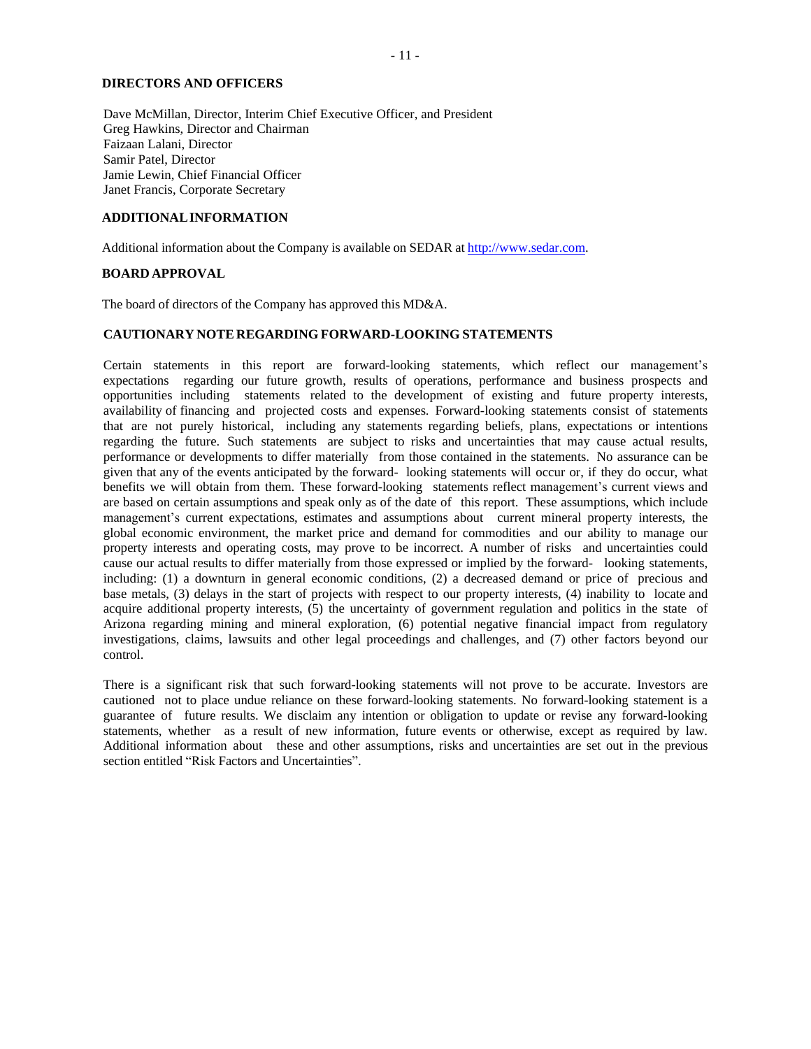## DIRECTORS AND OFFICERS

Dave McMillan, Director, Interim Chief Executive Officer, and President
Greg Hawkins, Director and Chairman
Faizaan Lalani, Director
Samir Patel, Director
Jamie Lewin, Chief Financial Officer
Janet Francis, Corporate Secretary

## ADDITIONAL INFORMATION

Additional information about the Company is available on SEDAR at http://www.sedar.com.

## BOARD APPROVAL

The board of directors of the Company has approved this MD&A.

## CAUTIONARY NOTE REGARDING FORWARD-LOOKING STATEMENTS

Certain statements in this report are forward-looking statements, which reflect our management's expectations regarding our future growth, results of operations, performance and business prospects and opportunities including statements related to the development of existing and future property interests, availability of financing and projected costs and expenses. Forward-looking statements consist of statements that are not purely historical, including any statements regarding beliefs, plans, expectations or intentions regarding the future. Such statements are subject to risks and uncertainties that may cause actual results, performance or developments to differ materially from those contained in the statements. No assurance can be given that any of the events anticipated by the forward- looking statements will occur or, if they do occur, what benefits we will obtain from them. These forward-looking statements reflect management's current views and are based on certain assumptions and speak only as of the date of this report. These assumptions, which include management's current expectations, estimates and assumptions about current mineral property interests, the global economic environment, the market price and demand for commodities and our ability to manage our property interests and operating costs, may prove to be incorrect. A number of risks and uncertainties could cause our actual results to differ materially from those expressed or implied by the forward- looking statements, including: (1) a downturn in general economic conditions, (2) a decreased demand or price of precious and base metals, (3) delays in the start of projects with respect to our property interests, (4) inability to locate and acquire additional property interests, (5) the uncertainty of government regulation and politics in the state of Arizona regarding mining and mineral exploration, (6) potential negative financial impact from regulatory investigations, claims, lawsuits and other legal proceedings and challenges, and (7) other factors beyond our control.

There is a significant risk that such forward-looking statements will not prove to be accurate. Investors are cautioned not to place undue reliance on these forward-looking statements. No forward-looking statement is a guarantee of future results. We disclaim any intention or obligation to update or revise any forward-looking statements, whether as a result of new information, future events or otherwise, except as required by law. Additional information about these and other assumptions, risks and uncertainties are set out in the previous section entitled "Risk Factors and Uncertainties".